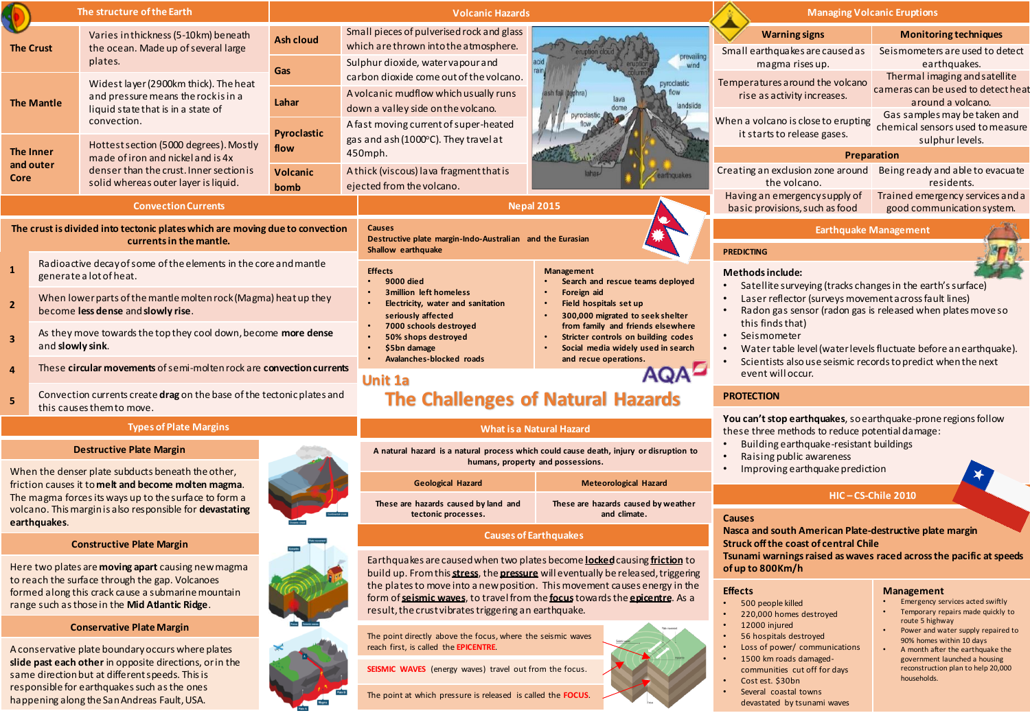# Unit 1a
# The Challenges of Natural Hazards

AQA

## The structure of the Earth

| | |
|---|---|
| **The Crust** | Varies in thickness (5-10km) beneath the ocean. Made up of several large plates. |
| **The Mantle** | Widest layer (2900km thick). The heat and pressure means the rock is in a liquid state that is in a state of convection. |
| **The Inner and outer Core** | Hottest section (5000 degrees). Mostly made of iron and nickel and is 4x denser than the crust. Inner section is solid whereas outer layer is liquid. |

## Volcanic Hazards

| | |
|---|---|
| **Ash cloud** | Small pieces of pulverised rock and glass which are thrown into the atmosphere. |
| **Gas** | Sulphur dioxide, water vapour and carbon dioxide come out of the volcano. |
| **Lahar** | A volcanic mudflow which usually runs down a valley side on the volcano. |
| **Pyroclastic flow** | A fast moving current of super-heated gas and ash (1000°C). They travel at 450mph. |
| **Volcanic bomb** | A thick (viscous) lava fragment that is ejected from the volcano. |

eruption cloud
prevailing wind
eruption column
acid rain
ash fall (tephra)
pyroclastic flow
lava dome
landslide
pyroclastic flow
lahar
earthquakes

## Managing Volcanic Eruptions

| Warning signs | Monitoring techniques |
|---|---|
| Small earthquakes are caused as magma rises up. | Seismometers are used to detect earthquakes. |
| Temperatures around the volcano rise as activity increases. | Thermal imaging and satellite cameras can be used to detect heat around a volcano. |
| When a volcano is close to erupting it starts to release gases. | Gas samples may be taken and chemical sensors used to measure sulphur levels. |
| **Preparation** | |
| Creating an exclusion zone around the volcano. | Being ready and able to evacuate residents. |
| Having an emergency supply of basic provisions, such as food | Trained emergency services and a good communication system. |

## Convection Currents

**The crust is divided into tectonic plates which are moving due to convection currents in the mantle.**

| | |
|---|---|
| 1 | Radioactive decay of some of the elements in the core and mantle generate a lot of heat. |
| 2 | When lower parts of the mantle molten rock (Magma) heat up they become **less dense** and **slowly rise**. |
| 3 | As they move towards the top they cool down, become **more dense** and **slowly sink**. |
| 4 | These **circular movements** of semi-molten rock are **convection currents** |
| 5 | Convection currents create **drag** on the base of the tectonic plates and this causes them to move. |

## Nepal 2015

**Causes**
**Destructive plate margin-Indo-Australian and the Eurasian**
**Shallow earthquake**

**Effects**
- 9000 died
- 3million left homeless
- Electricity, water and sanitation seriously affected
- 7000 schools destroyed
- 50% shops destroyed
- $5bn damage
- Avalanches-blocked roads

**Management**
- Search and rescue teams deployed
- Foreign aid
- Field hospitals set up
- 300,000 migrated to seek shelter from family and friends elsewhere
- Stricter controls on building codes
- Social media widely used in search and recue operations.

## Earthquake Management

### PREDICTING

**Methods include:**
- Satellite surveying (tracks changes in the earth's surface)
- Laser reflector (surveys movement across fault lines)
- Radon gas sensor (radon gas is released when plates move so this finds that)
- Seismometer
- Water table level (water levels fluctuate before an earthquake).
- Scientists also use seismic records to predict when the next event will occur.

### PROTECTION

**You can't stop earthquakes**, so earthquake-prone regions follow these three methods to reduce potential damage:
- Building earthquake-resistant buildings
- Raising public awareness
- Improving earthquake prediction

## Types of Plate Margins

### Destructive Plate Margin

When the denser plate subducts beneath the other, friction causes it to **melt and become molten magma**. The magma forces its ways up to the surface to form a volcano. This margin is also responsible for **devastating earthquakes**.

### Constructive Plate Margin

Here two plates are **moving apart** causing new magma to reach the surface through the gap. Volcanoes formed along this crack cause a submarine mountain range such as those in the **Mid Atlantic Ridge**.

### Conservative Plate Margin

A conservative plate boundary occurs where plates **slide past each other** in opposite directions, or in the same direction but at different speeds. This is responsible for earthquakes such as the ones happening along the San Andreas Fault, USA.

## What is a Natural Hazard

**A natural hazard is a natural process which could cause death, injury or disruption to humans, property and possessions.**

| Geological Hazard | Meteorological Hazard |
|---|---|
| These are hazards caused by land and tectonic processes. | These are hazards caused by weather and climate. |

## Causes of Earthquakes

Earthquakes are caused when two plates become **locked** causing **friction** to build up. From this **stress**, the **pressure** will eventually be released, triggering the plates to move into a new position. This movement causes energy in the form of **seismic waves**, to travel from the **focus** towards the **epicentre**. As a result, the crust vibrates triggering an earthquake.

The point directly above the focus, where the seismic waves reach first, is called the **EPICENTRE**.

**SEISMIC WAVES** (energy waves) travel out from the focus.

The point at which pressure is released is called the **FOCUS**.

## HIC – CS-Chile 2010

**Causes**
**Nasca and south American Plate-destructive plate margin**
**Struck off the coast of central Chile**
**Tsunami warnings raised as waves raced across the pacific at speeds of up to 800Km/h**

**Effects**
- 500 people killed
- 220,000 homes destroyed
- 12000 injured
- 56 hospitals destroyed
- Loss of power/ communications
- 1500 km roads damaged-communities cut off for days
- Cost est. $30bn
- Several coastal towns devastated by tsunami waves

**Management**
- Emergency services acted swiftly
- Temporary repairs made quickly to route 5 highway
- Power and water supply repaired to 90% homes within 10 days
- A month after the earthquake the government launched a housing reconstruction plan to help 20,000 households.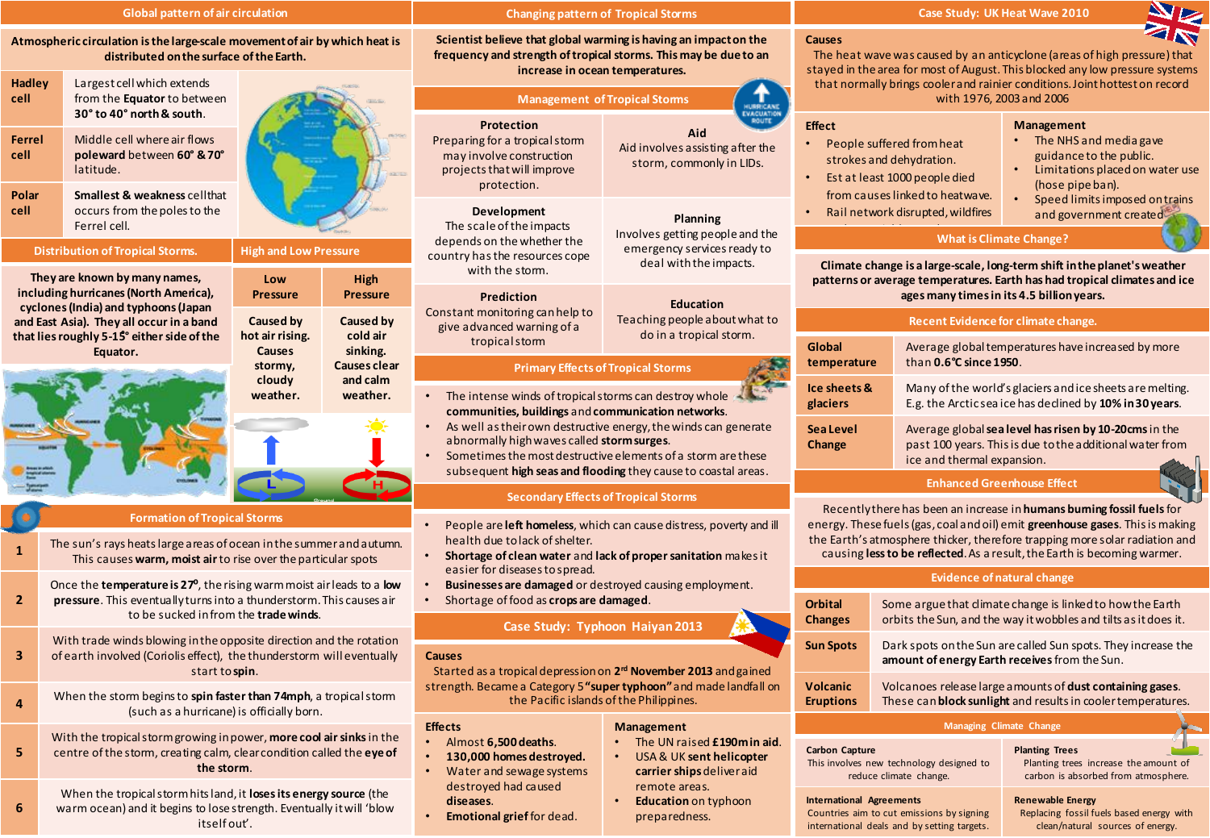## Global pattern of air circulation

**Atmospheric circulation is the large-scale movement of air by which heat is distributed on the surface of the Earth.**

| | |
|---|---|
| **Hadley cell** | Largest cell which extends from the **Equator** to between **30° to 40° north & south**. |
| **Ferrel cell** | Middle cell where air flows **poleward** between **60° & 70°** latitude. |
| **Polar cell** | **Smallest & weakness** cell that occurs from the poles to the Ferrel cell. |

## Distribution of Tropical Storms.

**They are known by many names, including hurricanes (North America), cyclones (India) and typhoons (Japan and East Asia). They all occur in a band that lies roughly 5-15° either side of the Equator.**

## High and Low Pressure

| Low Pressure | High Pressure |
|---|---|
| **Caused by hot air rising. Causes stormy, cloudy weather.** | **Caused by cold air sinking. Causes clear and calm weather.** |

## Formation of Tropical Storms

| | |
|---|---|
| 1 | The sun's rays heats large areas of ocean in the summer and autumn. This causes **warm, moist air** to rise over the particular spots |
| 2 | Once the **temperature is 27°**, the rising warm moist air leads to a **low pressure**. This eventually turns into a thunderstorm. This causes air to be sucked in from the **trade winds**. |
| 3 | With trade winds blowing in the opposite direction and the rotation of earth involved (Coriolis effect), the thunderstorm will eventually start to **spin**. |
| 4 | When the storm begins to **spin faster than 74mph**, a tropical storm (such as a hurricane) is officially born. |
| 5 | With the tropical storm growing in power, **more cool air sinks** in the centre of the storm, creating calm, clear condition called the **eye of the storm**. |
| 6 | When the tropical storm hits land, it **loses its energy source** (the warm ocean) and it begins to lose strength. Eventually it will 'blow itself out'. |

## Changing pattern of Tropical Storms

**Scientist believe that global warming is having an impact on the frequency and strength of tropical storms. This may be due to an increase in ocean temperatures.**

## Management of Tropical Storms

| | |
|---|---|
| **Protection**<br>Preparing for a tropical storm may involve construction projects that will improve protection. | **Aid**<br>Aid involves assisting after the storm, commonly in LIDs. |
| **Development**<br>The scale of the impacts depends on the whether the country has the resources cope with the storm. | **Planning**<br>Involves getting people and the emergency services ready to deal with the impacts. |
| **Prediction**<br>Constant monitoring can help to give advanced warning of a tropical storm | **Education**<br>Teaching people about what to do in a tropical storm. |

## Primary Effects of Tropical Storms

- The intense winds of tropical storms can destroy whole **communities, buildings** and **communication networks.**
- As well as their own destructive energy, the winds can generate abnormally high waves called **storm surges**.
- Sometimes the most destructive elements of a storm are these subsequent **high seas and flooding** they cause to coastal areas.

## Secondary Effects of Tropical Storms

- People are **left homeless**, which can cause distress, poverty and ill health due to lack of shelter.
- **Shortage of clean water** and **lack of proper sanitation** makes it easier for diseases to spread.
- **Businesses are damaged** or destroyed causing employment.
- Shortage of food as **crops are damaged.**

## Case Study: Typhoon Haiyan 2013

**Causes**

Started as a tropical depression on **2nd November 2013** and gained strength. Became a Category 5 **"super typhoon"** and made landfall on the Pacific islands of the Philippines.

**Effects**

- Almost **6,500 deaths.**
- **130,000 homes destroyed.**
- Water and sewage systems destroyed had caused **diseases.**
- **Emotional grief** for dead.

**Management**

- The UN raised **£190m in aid.**
- **USA & UK sent helicopter carrier ships** deliver aid remote areas.
- **Education** on typhoon preparedness.

## Case Study: UK Heat Wave 2010

**Causes**

The heat wave was caused by an anticyclone (areas of high pressure) that stayed in the area for most of August. This blocked any low pressure systems that normally brings cooler and rainier conditions. Joint hottest on record with 1976, 2003 and 2006

**Effect**

- People suffered from heat strokes and dehydration.
- Est at least 1000 people died from causes linked to heatwave.
- Rail network disrupted, wildfires

**Management**

- The NHS and media gave guidance to the public.
- Limitations placed on water use (hose pipe ban).
- Speed limits imposed on trains and government created

## What is Climate Change?

**Climate change is a large-scale, long-term shift in the planet's weather patterns or average temperatures. Earth has had tropical climates and ice ages many times in its 4.5 billion years.**

## Recent Evidence for climate change.

| | |
|---|---|
| **Global temperature** | Average global temperatures have increased by more than **0.6°C since 1950**. |
| **Ice sheets & glaciers** | Many of the world's glaciers and ice sheets are melting. E.g. the Arctic sea ice has declined by **10% in 30 years**. |
| **Sea Level Change** | Average global **sea level has risen by 10-20cms** in the past 100 years. This is due to the additional water from ice and thermal expansion. |

## Enhanced Greenhouse Effect

Recently there has been an increase in **humans burning fossil fuels** for energy. These fuels (gas, coal and oil) emit **greenhouse gases**. This is making the Earth's atmosphere thicker, therefore trapping more solar radiation and causing **less to be reflected**. As a result, the Earth is becoming warmer.

## Evidence of natural change

| | |
|---|---|
| **Orbital Changes** | Some argue that climate change is linked to how the Earth orbits the Sun, and the way it wobbles and tilts as it does it. |
| **Sun Spots** | Dark spots on the Sun are called Sun spots. They increase the **amount of energy Earth receives** from the Sun. |
| **Volcanic Eruptions** | Volcanoes release large amounts of **dust containing gases**. These can **block sunlight** and results in cooler temperatures. |

## Managing Climate Change

| | |
|---|---|
| **Carbon Capture**<br>This involves new technology designed to reduce climate change. | **Planting Trees**<br>Planting trees increase the amount of carbon is absorbed from atmosphere. |
| **International Agreements**<br>Countries aim to cut emissions by signing international deals and by setting targets. | **Renewable Energy**<br>Replacing fossil fuels based energy with clean/natural sources of energy. |